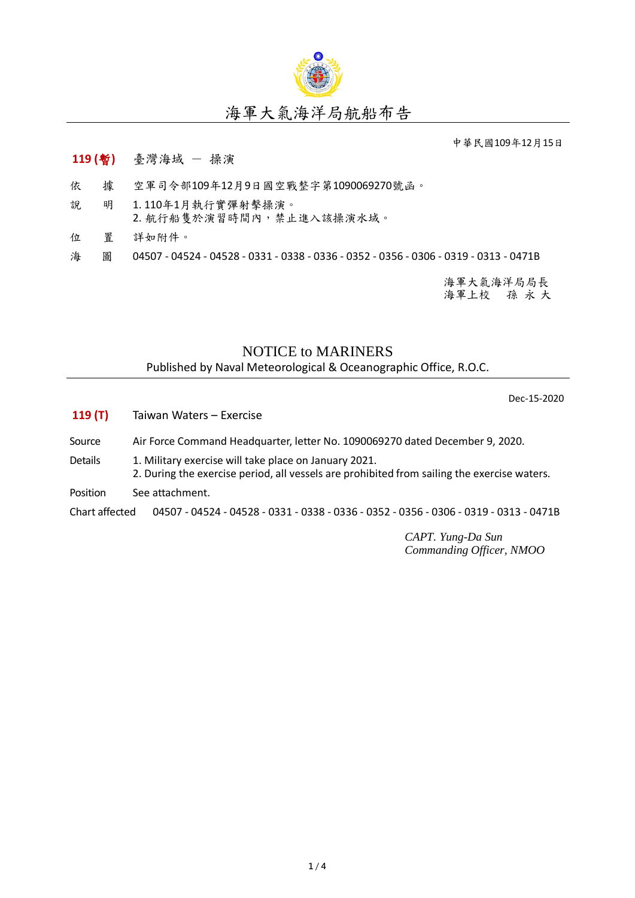# 海軍大氣海洋局航船布告

中華民國109年12月15日

**119 (暫)** 臺灣海域 － 操演

依　據　空軍司令部109年12月9日國空戰整字第1090069270號函。

說　明　1. 110年1月執行實彈射擊操演。
　　　　2. 航行船隻於演習時間內，禁止進入該操演水域。

位　置　詳如附件。

海　圖　04507 - 04524 - 04528 - 0331 - 0338 - 0336 - 0352 - 0356 - 0306 - 0319 - 0313 - 0471B

海軍大氣海洋局局長
海軍上校　孫 永 大

# NOTICE to MARINERS

Published by Naval Meteorological & Oceanographic Office, R.O.C.

Dec-15-2020

**119 (T)** Taiwan Waters – Exercise

Source　Air Force Command Headquarter, letter No. 1090069270 dated December 9, 2020.

Details　1. Military exercise will take place on January 2021.
　　　　2. During the exercise period, all vessels are prohibited from sailing the exercise waters.

Position　See attachment.

Chart affected　04507 - 04524 - 04528 - 0331 - 0338 - 0336 - 0352 - 0356 - 0306 - 0319 - 0313 - 0471B

*CAPT. Yung-Da Sun*
*Commanding Officer, NMOO*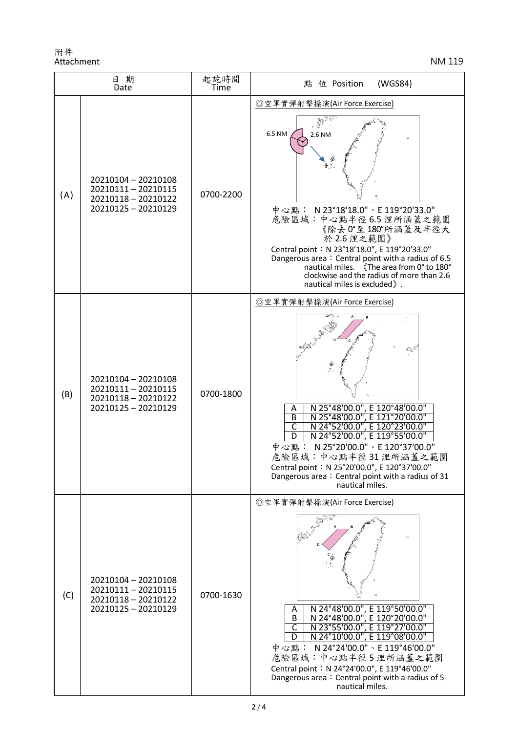附件
Attachment

NM 119

| 日 期 Date | | 起訖時間 Time | 點 位 Position (WGS84) |
|---|---|---|---|
| (A) | 20210104 – 20210108<br>20210111 – 20210115<br>20210118 – 20210122<br>20210125 – 20210129 | 0700-2200 | ◎空軍實彈射擊操演(Air Force Exercise)<br>6.5 NM 2.6 NM<br>中心點： N 23°18'18.0"、E 119°20'33.0"<br>危險區域：中心點半徑 6.5 浬所涵蓋之範圍《除去 0°至 180°所涵蓋及半徑大於 2.6 浬之範圍》<br>Central point：N 23°18'18.0", E 119°20'33.0"<br>Dangerous area：Central point with a radius of 6.5 nautical miles. 《The area from 0° to 180° clockwise and the radius of more than 2.6 nautical miles is excluded》. |
| (B) | 20210104 – 20210108<br>20210111 – 20210115<br>20210118 – 20210122<br>20210125 – 20210129 | 0700-1800 | ◎空軍實彈射擊操演(Air Force Exercise)<br>A N 25°48'00.0", E 120°48'00.0"<br>B N 25°48'00.0", E 121°20'00.0"<br>C N 24°52'00.0", E 120°23'00.0"<br>D N 24°52'00.0", E 119°55'00.0"<br>中心點： N 25°20'00.0"、E 120°37'00.0"<br>危險區域：中心點半徑 31 浬所涵蓋之範圍<br>Central point：N 25°20'00.0", E 120°37'00.0"<br>Dangerous area：Central point with a radius of 31 nautical miles. |
| (C) | 20210104 – 20210108<br>20210111 – 20210115<br>20210118 – 20210122<br>20210125 – 20210129 | 0700-1630 | ◎空軍實彈射擊操演(Air Force Exercise)<br>A N 24°48'00.0", E 119°50'00.0"<br>B N 24°48'00.0", E 120°20'00.0"<br>C N 23°55'00.0", E 119°27'00.0"<br>D N 24°10'00.0", E 119°08'00.0"<br>中心點： N 24°24'00.0"、E 119°46'00.0"<br>危險區域：中心點半徑 5 浬所涵蓋之範圍<br>Central point：N 24°24'00.0", E 119°46'00.0"<br>Dangerous area：Central point with a radius of 5 nautical miles. |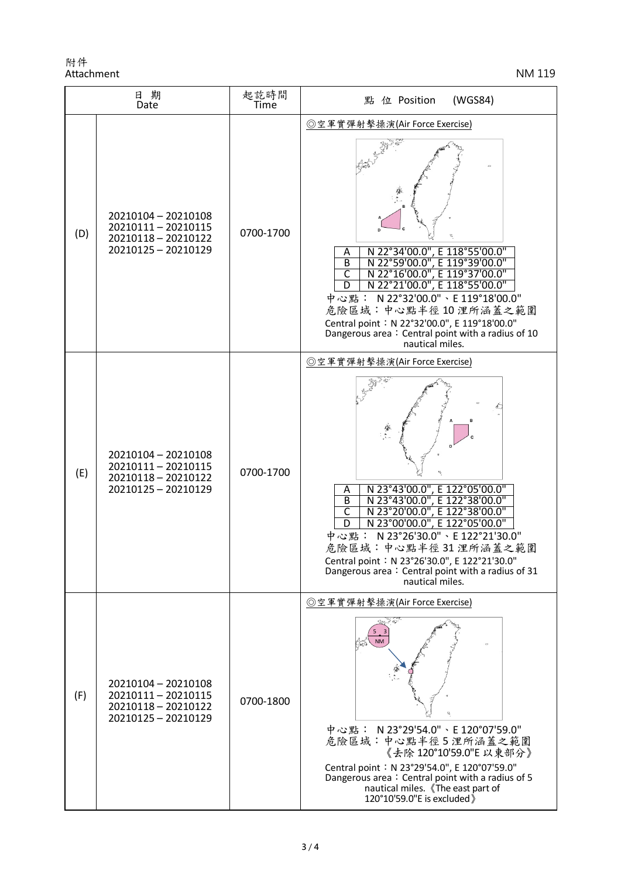附件
Attachment

NM 119

| | 日 期 Date | 起訖時間 Time | 點 位 Position (WGS84) |
|---|---|---|---|
| (D) | 20210104 – 20210108<br>20210111 – 20210115<br>20210118 – 20210122<br>20210125 – 20210129 | 0700-1700 | ◎空軍實彈射擊操演(Air Force Exercise)<br>A N 22°34'00.0", E 118°55'00.0"<br>B N 22°59'00.0", E 119°39'00.0"<br>C N 22°16'00.0", E 119°37'00.0"<br>D N 22°21'00.0", E 118°55'00.0"<br>中心點： N 22°32'00.0"、E 119°18'00.0"<br>危險區域：中心點半徑 10 浬所涵蓋之範圍<br>Central point：N 22°32'00.0", E 119°18'00.0"<br>Dangerous area：Central point with a radius of 10 nautical miles. |
| (E) | 20210104 – 20210108<br>20210111 – 20210115<br>20210118 – 20210122<br>20210125 – 20210129 | 0700-1700 | ◎空軍實彈射擊操演(Air Force Exercise)<br>A N 23°43'00.0", E 122°05'00.0"<br>B N 23°43'00.0", E 122°38'00.0"<br>C N 23°20'00.0", E 122°38'00.0"<br>D N 23°00'00.0", E 122°05'00.0"<br>中心點： N 23°26'30.0"、E 122°21'30.0"<br>危險區域：中心點半徑 31 浬所涵蓋之範圍<br>Central point：N 23°26'30.0", E 122°21'30.0"<br>Dangerous area：Central point with a radius of 31 nautical miles. |
| (F) | 20210104 – 20210108<br>20210111 – 20210115<br>20210118 – 20210122<br>20210125 – 20210129 | 0700-1800 | ◎空軍實彈射擊操演(Air Force Exercise)<br>中心點： N 23°29'54.0"、E 120°07'59.0"<br>危險區域：中心點半徑 5 浬所涵蓋之範圍《去除 120°10'59.0"E 以東部分》<br>Central point：N 23°29'54.0", E 120°07'59.0"<br>Dangerous area：Central point with a radius of 5 nautical miles.《The east part of 120°10'59.0"E is excluded》 |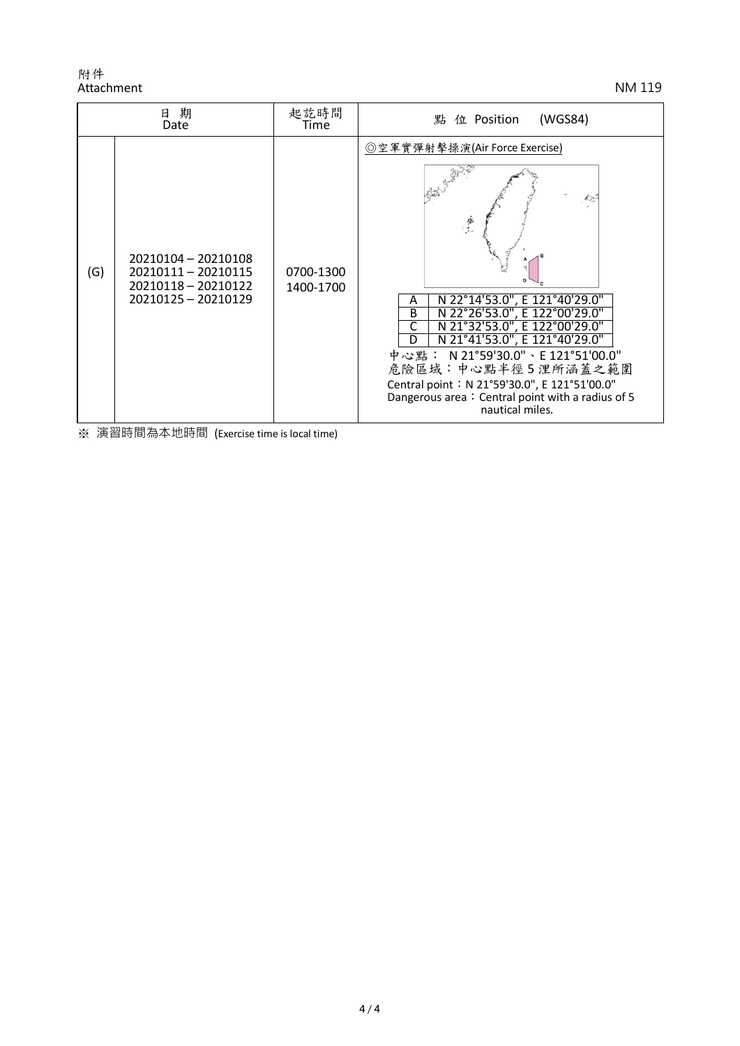附件
Attachment

NM 119

| 日 期<br>Date | | 起訖時間<br>Time | 點 位 Position (WGS84) |
|---|---|---|---|
| (G) | 20210104 – 20210108<br>20210111 – 20210115<br>20210118 – 20210122<br>20210125 – 20210129 | 0700-1300<br>1400-1700 | ◎空軍實彈射擊操演(Air Force Exercise)<br>A N 22°14'53.0", E 121°40'29.0"<br>B N 22°26'53.0", E 122°00'29.0"<br>C N 21°32'53.0", E 122°00'29.0"<br>D N 21°41'53.0", E 121°40'29.0"<br>中心點： N 21°59'30.0"、E 121°51'00.0"<br>危險區域：中心點半徑 5 浬所涵蓋之範圍<br>Central point：N 21°59'30.0", E 121°51'00.0"<br>Dangerous area：Central point with a radius of 5 nautical miles. |

※ 演習時間為本地時間 (Exercise time is local time)